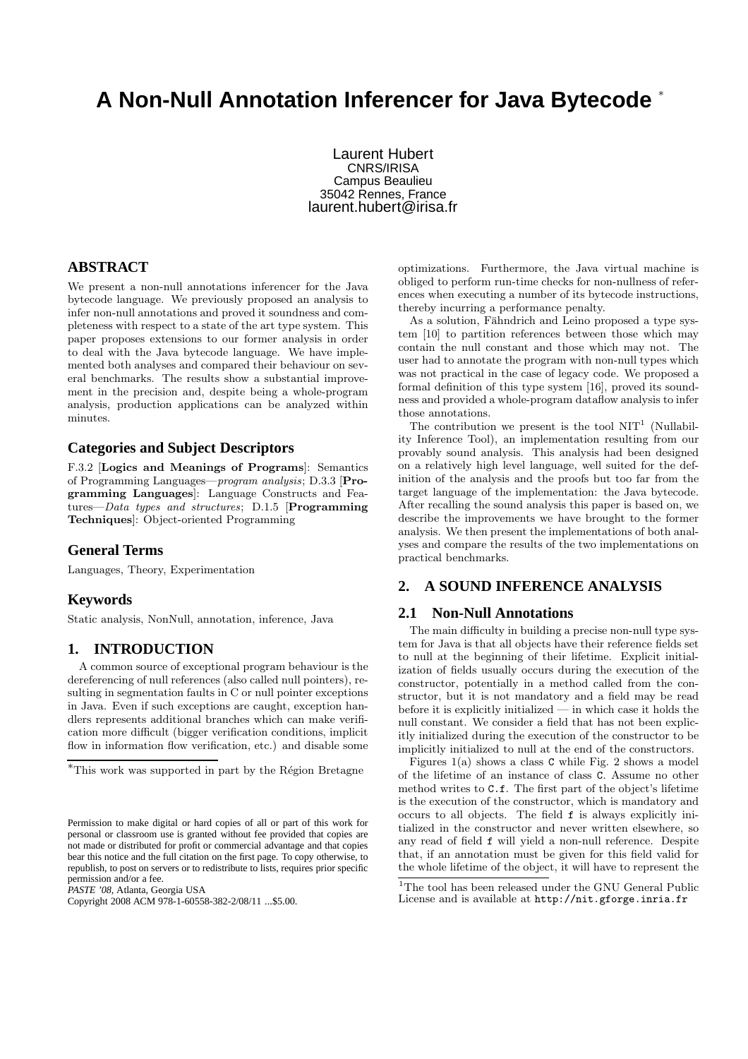# A Non-Null Annotation Inferencer for Java Bytecode [*]

Laurent Hubert
CNRS/IRISA
Campus Beaulieu
35042 Rennes, France
laurent.hubert@irisa.fr

## ABSTRACT

We present a non-null annotations inferencer for the Java bytecode language. We previously proposed an analysis to infer non-null annotations and proved it soundness and completeness with respect to a state of the art type system. This paper proposes extensions to our former analysis in order to deal with the Java bytecode language. We have implemented both analyses and compared their behaviour on several benchmarks. The results show a substantial improvement in the precision and, despite being a whole-program analysis, production applications can be analyzed within minutes.

### Categories and Subject Descriptors

F.3.2 [**Logics and Meanings of Programs**]: Semantics of Programming Languages—*program analysis*; D.3.3 [**Programming Languages**]: Language Constructs and Features—*Data types and structures*; D.1.5 [**Programming Techniques**]: Object-oriented Programming

### General Terms

Languages, Theory, Experimentation

### Keywords

Static analysis, NonNull, annotation, inference, Java

## 1. INTRODUCTION

A common source of exceptional program behaviour is the dereferencing of null references (also called null pointers), resulting in segmentation faults in C or null pointer exceptions in Java. Even if such exceptions are caught, exception handlers represents additional branches which can make verification more difficult (bigger verification conditions, implicit flow in information flow verification, etc.) and disable some optimizations. Furthermore, the Java virtual machine is obliged to perform run-time checks for non-nullness of references when executing a number of its bytecode instructions, thereby incurring a performance penalty.

As a solution, Fähndrich and Leino proposed a type system [10] to partition references between those which may contain the null constant and those which may not. The user had to annotate the program with non-null types which was not practical in the case of legacy code. We proposed a formal definition of this type system [16], proved its soundness and provided a whole-program dataflow analysis to infer those annotations.

The contribution we present is the tool NIT[1] (Nullability Inference Tool), an implementation resulting from our provably sound analysis. This analysis had been designed on a relatively high level language, well suited for the definition of the analysis and the proofs but too far from the target language of the implementation: the Java bytecode. After recalling the sound analysis this paper is based on, we describe the improvements we have brought to the former analysis. We then present the implementations of both analyses and compare the results of the two implementations on practical benchmarks.

## 2. A SOUND INFERENCE ANALYSIS

### 2.1 Non-Null Annotations

The main difficulty in building a precise non-null type system for Java is that all objects have their reference fields set to null at the beginning of their lifetime. Explicit initialization of fields usually occurs during the execution of the constructor, potentially in a method called from the constructor, but it is not mandatory and a field may be read before it is explicitly initialized — in which case it holds the null constant. We consider a field that has not been explicitly initialized during the execution of the constructor to be implicitly initialized to null at the end of the constructors.

Figures 1(a) shows a class `C` while Fig. 2 shows a model of the lifetime of an instance of class `C`. Assume no other method writes to `C.f`. The first part of the object's lifetime is the execution of the constructor, which is mandatory and occurs to all objects. The field `f` is always explicitly initialized in the constructor and never written elsewhere, so any read of field `f` will yield a non-null reference. Despite that, if an annotation must be given for this field valid for the whole lifetime of the object, it will have to represent the

[*]This work was supported in part by the Région Bretagne

[1]The tool has been released under the GNU General Public License and is available at http://nit.gforge.inria.fr

Permission to make digital or hard copies of all or part of this work for personal or classroom use is granted without fee provided that copies are not made or distributed for profit or commercial advantage and that copies bear this notice and the full citation on the first page. To copy otherwise, to republish, to post on servers or to redistribute to lists, requires prior specific permission and/or a fee.
*PASTE '08,* Atlanta, Georgia USA
Copyright 2008 ACM 978-1-60558-382-2/08/11 ...$5.00.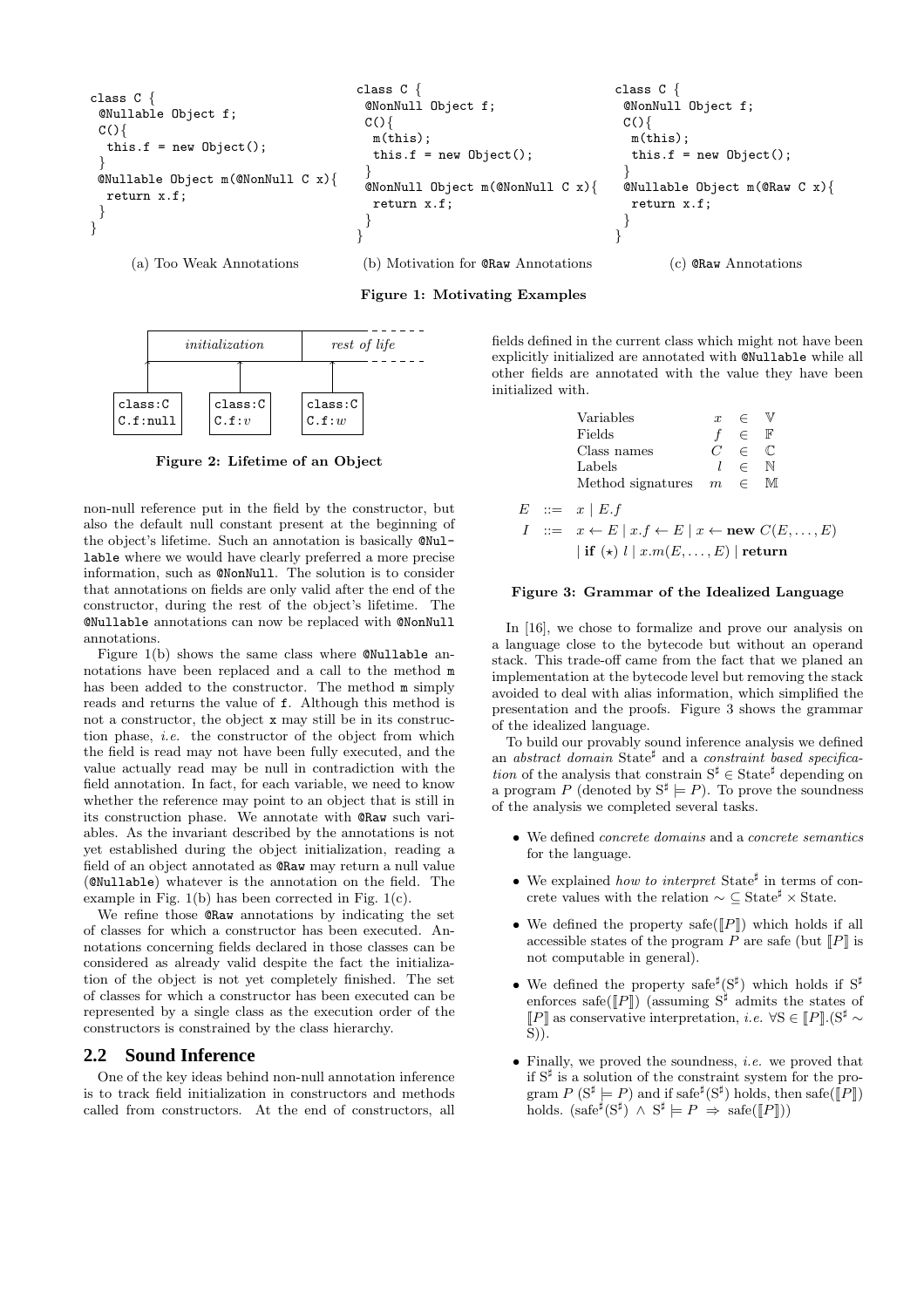```
class C {
 @Nullable Object f;
 C(){
  this.f = new Object();
 }
 @Nullable Object m(@NonNull C x){
  return x.f;
 }
}
```

(a) Too Weak Annotations

```
class C {
 @NonNull Object f;
 C(){
  m(this);
  this.f = new Object();
 }
 @NonNull Object m(@NonNull C x){
  return x.f;
 }
}
```

(b) Motivation for @Raw Annotations

```
class C {
 @NonNull Object f;
 C(){
  m(this);
  this.f = new Object();
 }
 @Nullable Object m(@Raw C x){
  return x.f;
 }
}
```

(c) @Raw Annotations

**Figure 1: Motivating Examples**

*initialization* | *rest of life*

class:C C.f:null

class:C C.f:$v$

class:C C.f:$w$

**Figure 2: Lifetime of an Object**

non-null reference put in the field by the constructor, but also the default null constant present at the beginning of the object's lifetime. Such an annotation is basically @Nullable where we would have clearly preferred a more precise information, such as @NonNull. The solution is to consider that annotations on fields are only valid after the end of the constructor, during the rest of the object's lifetime. The @Nullable annotations can now be replaced with @NonNull annotations.

Figure 1(b) shows the same class where @Nullable annotations have been replaced and a call to the method m has been added to the constructor. The method m simply reads and returns the value of f. Although this method is not a constructor, the object x may still be in its construction phase, *i.e.* the constructor of the object from which the field is read may not have been fully executed, and the value actually read may be null in contradiction with the field annotation. In fact, for each variable, we need to know whether the reference may point to an object that is still in its construction phase. We annotate with @Raw such variables. As the invariant described by the annotations is not yet established during the object initialization, reading a field of an object annotated as @Raw may return a null value (@Nullable) whatever is the annotation on the field. The example in Fig. 1(b) has been corrected in Fig. 1(c).

We refine those @Raw annotations by indicating the set of classes for which a constructor has been executed. Annotations concerning fields declared in those classes can be considered as already valid despite the fact the initialization of the object is not yet completely finished. The set of classes for which a constructor has been executed can be represented by a single class as the execution order of the constructors is constrained by the class hierarchy.

## 2.2 Sound Inference

One of the key ideas behind non-null annotation inference is to track field initialization in constructors and methods called from constructors. At the end of constructors, all fields defined in the current class which might not have been explicitly initialized are annotated with @Nullable while all other fields are annotated with the value they have been initialized with.

| | | |
|---|---|---|
| Variables | $x$ | $\in \mathbb{V}$ |
| Fields | $f$ | $\in \mathbb{F}$ |
| Class names | $C$ | $\in \mathbb{C}$ |
| Labels | $l$ | $\in \mathbb{N}$ |
| Method signatures | $m$ | $\in \mathbb{M}$ |

$$
\begin{array}{rcl}
E & ::= & x \mid E.f \\
I & ::= & x \leftarrow E \mid x.f \leftarrow E \mid x \leftarrow \textbf{new}\ C(E,\ldots,E) \\
 & & \mid \textbf{if}\ (\star)\ l \mid x.m(E,\ldots,E) \mid \textbf{return}
\end{array}
$$

**Figure 3: Grammar of the Idealized Language**

In [16], we chose to formalize and prove our analysis on a language close to the bytecode but without an operand stack. This trade-off came from the fact that we planed an implementation at the bytecode level but removing the stack avoided to deal with alias information, which simplified the presentation and the proofs. Figure 3 shows the grammar of the idealized language.

To build our provably sound inference analysis we defined an *abstract domain* $\mathrm{State}^\sharp$ and a *constraint based specification* of the analysis that constrain $\mathrm{S}^\sharp \in \mathrm{State}^\sharp$ depending on a program $P$ (denoted by $\mathrm{S}^\sharp \models P$). To prove the soundness of the analysis we completed several tasks.

- We defined *concrete domains* and a *concrete semantics* for the language.
- We explained *how to interpret* $\mathrm{State}^\sharp$ in terms of concrete values with the relation $\sim\ \subseteq \mathrm{State}^\sharp \times \mathrm{State}$.
- We defined the property $\mathrm{safe}(\llbracket P \rrbracket)$ which holds if all accessible states of the program $P$ are safe (but $\llbracket P \rrbracket$ is not computable in general).
- We defined the property $\mathrm{safe}^\sharp(\mathrm{S}^\sharp)$ which holds if $\mathrm{S}^\sharp$ enforces $\mathrm{safe}(\llbracket P \rrbracket)$ (assuming $\mathrm{S}^\sharp$ admits the states of $\llbracket P \rrbracket$ as conservative interpretation, *i.e.* $\forall \mathrm{S} \in \llbracket P \rrbracket.(\mathrm{S}^\sharp \sim \mathrm{S})$).
- Finally, we proved the soundness, *i.e.* we proved that if $\mathrm{S}^\sharp$ is a solution of the constraint system for the program $P$ ($\mathrm{S}^\sharp \models P$) and if $\mathrm{safe}^\sharp(\mathrm{S}^\sharp)$ holds, then $\mathrm{safe}(\llbracket P \rrbracket)$ holds. $(\mathrm{safe}^\sharp(\mathrm{S}^\sharp)\ \wedge\ \mathrm{S}^\sharp \models P\ \Rightarrow\ \mathrm{safe}(\llbracket P \rrbracket))$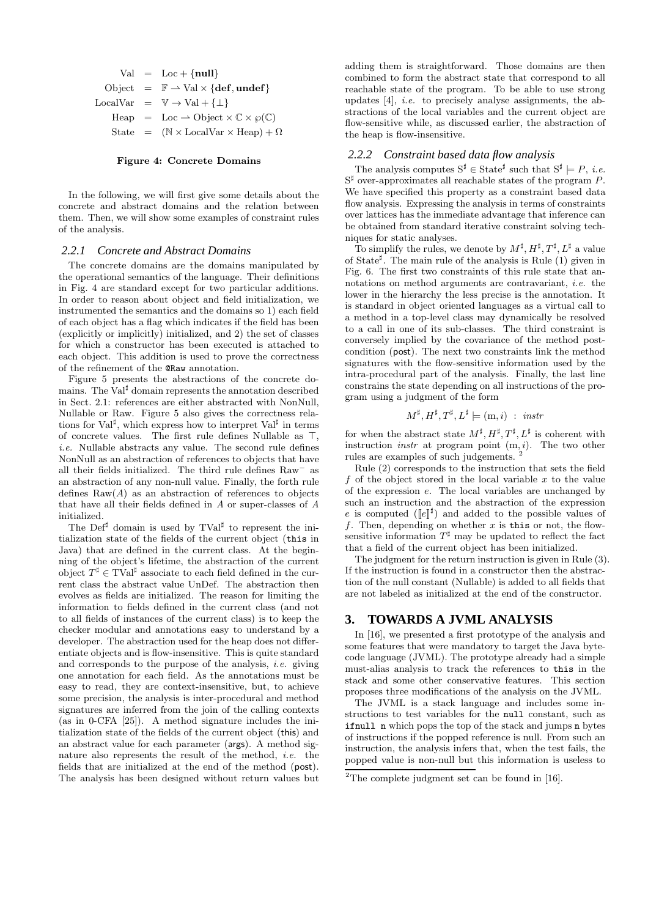$$
\begin{aligned}
\text{Val} &= \text{Loc} + \{\textbf{null}\} \\
\text{Object} &= \mathbb{F} \rightharpoonup \text{Val} \times \{\textbf{def}, \textbf{undef}\} \\
\text{LocalVar} &= \mathbb{V} \to \text{Val} + \{\bot\} \\
\text{Heap} &= \text{Loc} \rightharpoonup \text{Object} \times \mathbb{C} \times \wp(\mathbb{C}) \\
\text{State} &= (\mathbb{N} \times \text{LocalVar} \times \text{Heap}) + \Omega
\end{aligned}
$$

**Figure 4: Concrete Domains**

In the following, we will first give some details about the concrete and abstract domains and the relation between them. Then, we will show some examples of constraint rules of the analysis.

### 2.2.1 Concrete and Abstract Domains

The concrete domains are the domains manipulated by the operational semantics of the language. Their definitions in Fig. 4 are standard except for two particular additions. In order to reason about object and field initialization, we instrumented the semantics and the domains so 1) each field of each object has a flag which indicates if the field has been (explicitly or implicitly) initialized, and 2) the set of classes for which a constructor has been executed is attached to each object. This addition is used to prove the correctness of the refinement of the `@Raw` annotation.

Figure 5 presents the abstractions of the concrete domains. The $\text{Val}^\sharp$ domain represents the annotation described in Sect. 2.1: references are either abstracted with NonNull, Nullable or Raw. Figure 5 also gives the correctness relations for $\text{Val}^\sharp$, which express how to interpret $\text{Val}^\sharp$ in terms of concrete values. The first rule defines Nullable as $\top$, *i.e.* Nullable abstracts any value. The second rule defines NonNull as an abstraction of references to objects that have all their fields initialized. The third rule defines $\text{Raw}^-$ as an abstraction of any non-null value. Finally, the forth rule defines $\text{Raw}(A)$ as an abstraction of references to objects that have all their fields defined in $A$ or super-classes of $A$ initialized.

The $\text{Def}^\sharp$ domain is used by $\text{TVal}^\sharp$ to represent the initialization state of the fields of the current object (`this` in Java) that are defined in the current class. At the beginning of the object's lifetime, the abstraction of the current object $T^\sharp \in \text{TVal}^\sharp$ associate to each field defined in the current class the abstract value UnDef. The abstraction then evolves as fields are initialized. The reason for limiting the information to fields defined in the current class (and not to all fields of instances of the current class) is to keep the checker modular and annotations easy to understand by a developer. The abstraction used for the heap does not differentiate objects and is flow-insensitive. This is quite standard and corresponds to the purpose of the analysis, *i.e.* giving one annotation for each field. As the annotations must be easy to read, they are context-insensitive, but, to achieve some precision, the analysis is inter-procedural and method signatures are inferred from the join of the calling contexts (as in 0-CFA [25]). A method signature includes the initialization state of the fields of the current object (this) and an abstract value for each parameter (args). A method signature also represents the result of the method, *i.e.* the fields that are initialized at the end of the method (post). The analysis has been designed without return values but adding them is straightforward. Those domains are then combined to form the abstract state that correspond to all reachable state of the program. To be able to use strong updates [4], *i.e.* to precisely analyse assignments, the abstractions of the local variables and the current object are flow-sensitive while, as discussed earlier, the abstraction of the heap is flow-insensitive.

### 2.2.2 Constraint based data flow analysis

The analysis computes $\text{S}^\sharp \in \text{State}^\sharp$ such that $\text{S}^\sharp \models P$, *i.e.* $\text{S}^\sharp$ over-approximates all reachable states of the program $P$. We have specified this property as a constraint based data flow analysis. Expressing the analysis in terms of constraints over lattices has the immediate advantage that inference can be obtained from standard iterative constraint solving techniques for static analyses.

To simplify the rules, we denote by $M^\sharp, H^\sharp, T^\sharp, L^\sharp$ a value of $\text{State}^\sharp$. The main rule of the analysis is Rule (1) given in Fig. 6. The first two constraints of this rule state that annotations on method arguments are contravariant, *i.e.* the lower in the hierarchy the less precise is the annotation. It is standard in object oriented languages as a virtual call to a method in a top-level class may dynamically be resolved to a call in one of its sub-classes. The third constraint is conversely implied by the covariance of the method postcondition (post). The next two constraints link the method signatures with the flow-sensitive information used by the intra-procedural part of the analysis. Finally, the last line constrains the state depending on all instructions of the program using a judgment of the form

$$M^\sharp, H^\sharp, T^\sharp, L^\sharp \models (\text{m}, i) \ : \ instr$$

for when the abstract state $M^\sharp, H^\sharp, T^\sharp, L^\sharp$ is coherent with instruction *instr* at program point $(\text{m}, i)$. The two other rules are examples of such judgements. [2]

Rule (2) corresponds to the instruction that sets the field $f$ of the object stored in the local variable $x$ to the value of the expression $e$. The local variables are unchanged by such an instruction and the abstraction of the expression $e$ is computed ($[\![e]\!]^\sharp$) and added to the possible values of $f$. Then, depending on whether $x$ is `this` or not, the flow-sensitive information $T^\sharp$ may be updated to reflect the fact that a field of the current object has been initialized.

The judgment for the return instruction is given in Rule (3). If the instruction is found in a constructor then the abstraction of the null constant (Nullable) is added to all fields that are not labeled as initialized at the end of the constructor.

## 3. TOWARDS A JVML ANALYSIS

In [16], we presented a first prototype of the analysis and some features that were mandatory to target the Java bytecode language (JVML). The prototype already had a simple must-alias analysis to track the references to `this` in the stack and some other conservative features. This section proposes three modifications of the analysis on the JVML.

The JVML is a stack language and includes some instructions to test variables for the `null` constant, such as `ifnull n` which pops the top of the stack and jumps `n` bytes of instructions if the popped reference is null. From such an instruction, the analysis infers that, when the test fails, the popped value is non-null but this information is useless to

[2] The complete judgment set can be found in [16].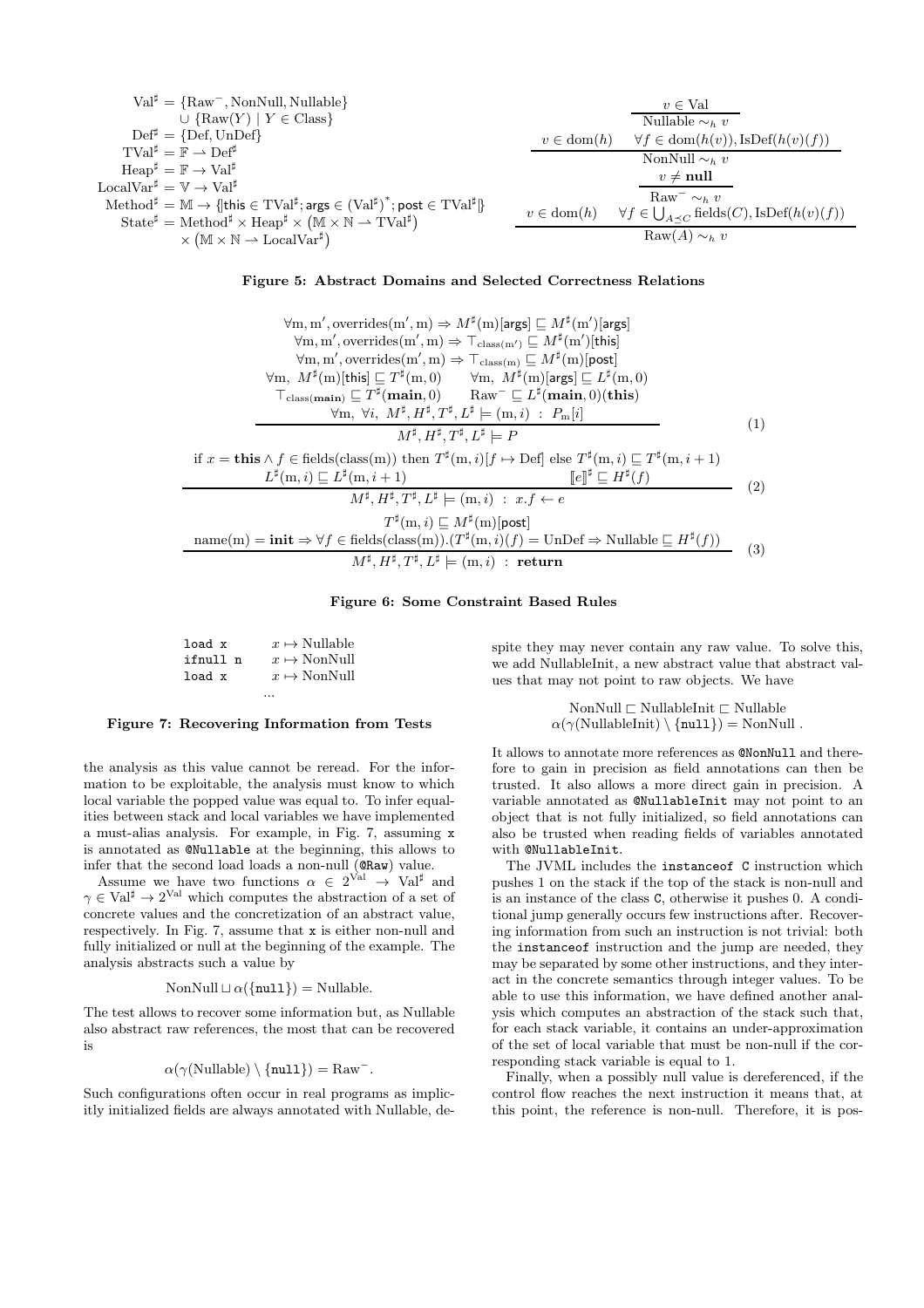$$
\begin{aligned}
\mathrm{Val}^\sharp &= \{\mathrm{Raw}^-, \mathrm{NonNull}, \mathrm{Nullable}\} \\
&\quad \cup \{\mathrm{Raw}(Y) \mid Y \in \mathrm{Class}\} \\
\mathrm{Def}^\sharp &= \{\mathrm{Def}, \mathrm{UnDef}\} \\
\mathrm{TVal}^\sharp &= \mathbb{F} \rightharpoonup \mathrm{Def}^\sharp \\
\mathrm{Heap}^\sharp &= \mathbb{F} \to \mathrm{Val}^\sharp \\
\mathrm{LocalVar}^\sharp &= \mathbb{V} \to \mathrm{Val}^\sharp \\
\mathrm{Method}^\sharp &= \mathbb{M} \to \{\!|\mathsf{this} \in \mathrm{TVal}^\sharp; \mathsf{args} \in (\mathrm{Val}^\sharp)^*; \mathsf{post} \in \mathrm{TVal}^\sharp|\!\} \\
\mathrm{State}^\sharp &= \mathrm{Method}^\sharp \times \mathrm{Heap}^\sharp \times (\mathbb{M} \times \mathbb{N} \rightharpoonup \mathrm{TVal}^\sharp) \\
&\quad \times (\mathbb{M} \times \mathbb{N} \rightharpoonup \mathrm{LocalVar}^\sharp)
\end{aligned}
$$

$$
\frac{v \in \mathrm{Val}}{\mathrm{Nullable} \sim_h v}
\qquad
\frac{v \in \mathrm{dom}(h) \quad \forall f \in \mathrm{dom}(h(v)), \mathrm{IsDef}(h(v)(f))}{\mathrm{NonNull} \sim_h v}
$$

$$
\frac{v \neq \mathbf{null}}{\mathrm{Raw}^- \sim_h v}
\qquad
\frac{v \in \mathrm{dom}(h) \quad \forall f \in \bigcup_{A \preceq C} \mathrm{fields}(C), \mathrm{IsDef}(h(v)(f))}{\mathrm{Raw}(A) \sim_h v}
$$

**Figure 5: Abstract Domains and Selected Correctness Relations**

$$
\frac{\begin{array}{c}
\forall \mathrm{m}, \mathrm{m}', \mathrm{overrides}(\mathrm{m}', \mathrm{m}) \Rightarrow M^\sharp(\mathrm{m})[\mathsf{args}] \sqsubseteq M^\sharp(\mathrm{m}')[\mathsf{args}] \\
\forall \mathrm{m}, \mathrm{m}', \mathrm{overrides}(\mathrm{m}', \mathrm{m}) \Rightarrow \top_{\mathrm{class}(\mathrm{m}')} \sqsubseteq M^\sharp(\mathrm{m}')[\mathsf{this}] \\
\forall \mathrm{m}, \mathrm{m}', \mathrm{overrides}(\mathrm{m}', \mathrm{m}) \Rightarrow \top_{\mathrm{class}(\mathrm{m})} \sqsubseteq M^\sharp(\mathrm{m})[\mathsf{post}] \\
\forall \mathrm{m},\ M^\sharp(\mathrm{m})[\mathsf{this}] \sqsubseteq T^\sharp(\mathrm{m}, 0) \qquad \forall \mathrm{m},\ M^\sharp(\mathrm{m})[\mathsf{args}] \sqsubseteq L^\sharp(\mathrm{m}, 0) \\
\top_{\mathrm{class}(\mathbf{main})} \sqsubseteq T^\sharp(\mathbf{main}, 0) \qquad \mathrm{Raw}^- \sqsubseteq L^\sharp(\mathbf{main}, 0)(\mathbf{this}) \\
\forall \mathrm{m},\ \forall i,\ M^\sharp, H^\sharp, T^\sharp, L^\sharp \models (\mathrm{m}, i)\ :\ P_{\mathrm{m}}[i]
\end{array}}{M^\sharp, H^\sharp, T^\sharp, L^\sharp \models P} \quad (1)
$$

$$
\frac{\begin{array}{c}
\text{if } x = \mathbf{this} \wedge f \in \mathrm{fields}(\mathrm{class}(\mathrm{m})) \text{ then } T^\sharp(\mathrm{m}, i)[f \mapsto \mathrm{Def}] \text{ else } T^\sharp(\mathrm{m}, i) \sqsubseteq T^\sharp(\mathrm{m}, i+1) \\
L^\sharp(\mathrm{m}, i) \sqsubseteq L^\sharp(\mathrm{m}, i+1) \qquad\qquad [\![e]\!]^\sharp \sqsubseteq H^\sharp(f)
\end{array}}{M^\sharp, H^\sharp, T^\sharp, L^\sharp \models (\mathrm{m}, i)\ :\ x.f \leftarrow e} \quad (2)
$$

$$
\frac{\begin{array}{c}
T^\sharp(\mathrm{m}, i) \sqsubseteq M^\sharp(\mathrm{m})[\mathsf{post}] \\
\mathrm{name}(\mathrm{m}) = \mathbf{init} \Rightarrow \forall f \in \mathrm{fields}(\mathrm{class}(\mathrm{m})).(T^\sharp(\mathrm{m}, i)(f) = \mathrm{UnDef} \Rightarrow \mathrm{Nullable} \sqsubseteq H^\sharp(f))
\end{array}}{M^\sharp, H^\sharp, T^\sharp, L^\sharp \models (\mathrm{m}, i)\ :\ \mathbf{return}} \quad (3)
$$

**Figure 6: Some Constraint Based Rules**

| | |
|---|---|
| `load x` | $x \mapsto \mathrm{Nullable}$ |
| `ifnull n` | $x \mapsto \mathrm{NonNull}$ |
| `load x` | $x \mapsto \mathrm{NonNull}$ |
| ... | |

**Figure 7: Recovering Information from Tests**

the analysis as this value cannot be reread. For the information to be exploitable, the analysis must know to which local variable the popped value was equal to. To infer equalities between stack and local variables we have implemented a must-alias analysis. For example, in Fig. 7, assuming `x` is annotated as `@Nullable` at the beginning, this allows to infer that the second load loads a non-null (`@Raw`) value.

Assume we have two functions $\alpha \in 2^{\mathrm{Val}} \to \mathrm{Val}^\sharp$ and $\gamma \in \mathrm{Val}^\sharp \to 2^{\mathrm{Val}}$ which computes the abstraction of a set of concrete values and the concretization of an abstract value, respectively. In Fig. 7, assume that `x` is either non-null and fully initialized or null at the beginning of the example. The analysis abstracts such a value by

$$\mathrm{NonNull} \sqcup \alpha(\{\texttt{null}\}) = \mathrm{Nullable}.$$

The test allows to recover some information but, as Nullable also abstract raw references, the most that can be recovered is

$$\alpha(\gamma(\mathrm{Nullable}) \setminus \{\texttt{null}\}) = \mathrm{Raw}^-.$$

Such configurations often occur in real programs as implicitly initialized fields are always annotated with Nullable, despite they may never contain any raw value. To solve this, we add NullableInit, a new abstract value that abstract values that may not point to raw objects. We have

$$\mathrm{NonNull} \sqsubset \mathrm{NullableInit} \sqsubset \mathrm{Nullable}$$
$$\alpha(\gamma(\mathrm{NullableInit}) \setminus \{\texttt{null}\}) = \mathrm{NonNull}\ .$$

It allows to annotate more references as `@NonNull` and therefore to gain in precision as field annotations can then be trusted. It also allows a more direct gain in precision. A variable annotated as `@NullableInit` may not point to an object that is not fully initialized, so field annotations can also be trusted when reading fields of variables annotated with `@NullableInit`.

The JVML includes the `instanceof C` instruction which pushes 1 on the stack if the top of the stack is non-null and is an instance of the class `C`, otherwise it pushes 0. A conditional jump generally occurs few instructions after. Recovering information from such an instruction is not trivial: both the `instanceof` instruction and the jump are needed, they may be separated by some other instructions, and they interact in the concrete semantics through integer values. To be able to use this information, we have defined another analysis which computes an abstraction of the stack such that, for each stack variable, it contains an under-approximation of the set of local variable that must be non-null if the corresponding stack variable is equal to 1.

Finally, when a possibly null value is dereferenced, if the control flow reaches the next instruction it means that, at this point, the reference is non-null. Therefore, it is pos-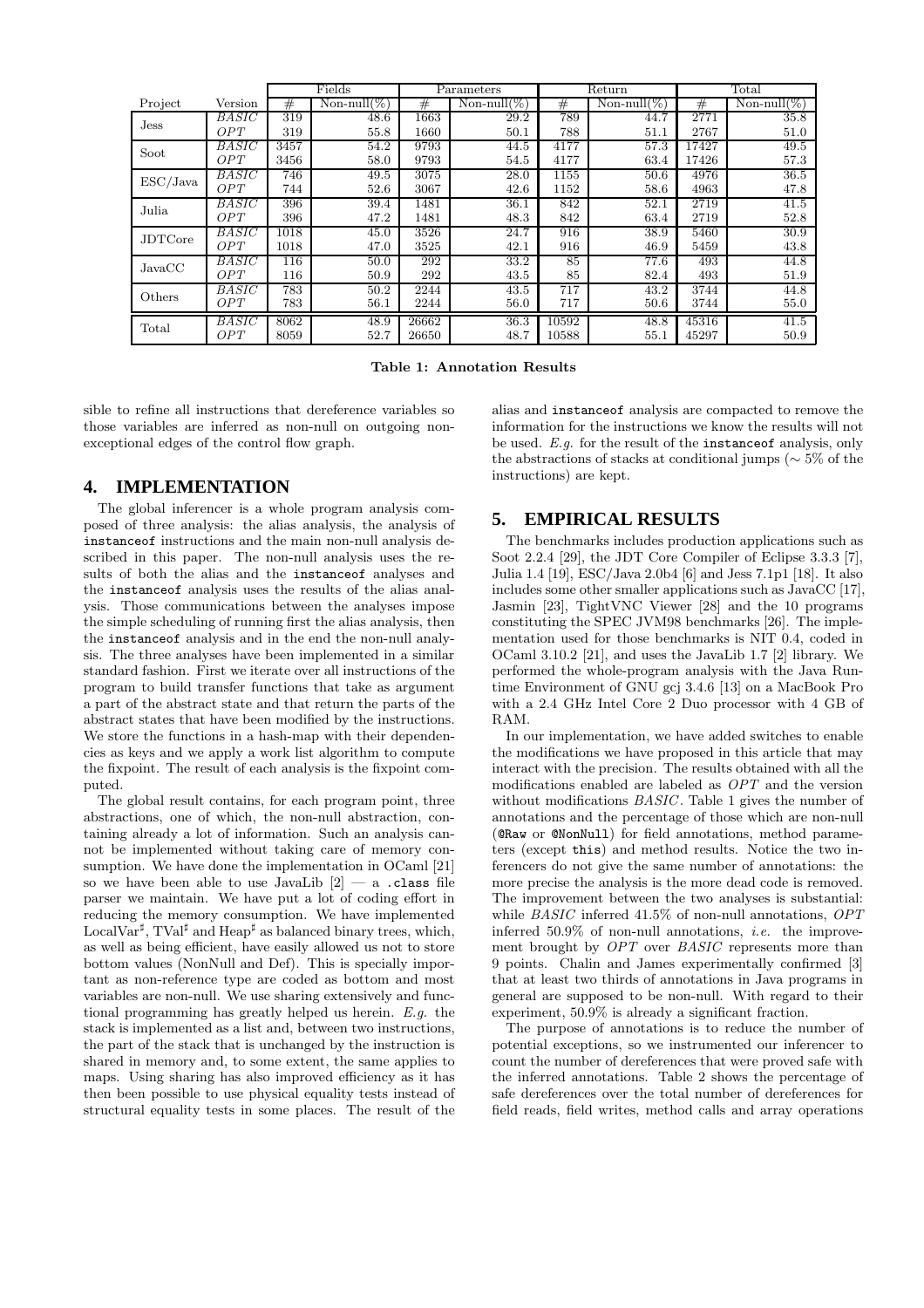| Project | Version | Fields | | Parameters | | Return | | Total | |
|---|---|---|---|---|---|---|---|---|---|
| | | # | Non-null(%) | # | Non-null(%) | # | Non-null(%) | # | Non-null(%) |
| Jess | *BASIC* | 319 | 48.6 | 1663 | 29.2 | 789 | 44.7 | 2771 | 35.8 |
| | *OPT* | 319 | 55.8 | 1660 | 50.1 | 788 | 51.1 | 2767 | 51.0 |
| Soot | *BASIC* | 3457 | 54.2 | 9793 | 44.5 | 4177 | 57.3 | 17427 | 49.5 |
| | *OPT* | 3456 | 58.0 | 9793 | 54.5 | 4177 | 63.4 | 17426 | 57.3 |
| ESC/Java | *BASIC* | 746 | 49.5 | 3075 | 28.0 | 1155 | 50.6 | 4976 | 36.5 |
| | *OPT* | 744 | 52.6 | 3067 | 42.6 | 1152 | 58.6 | 4963 | 47.8 |
| Julia | *BASIC* | 396 | 39.4 | 1481 | 36.1 | 842 | 52.1 | 2719 | 41.5 |
| | *OPT* | 396 | 47.2 | 1481 | 48.3 | 842 | 63.4 | 2719 | 52.8 |
| JDTCore | *BASIC* | 1018 | 45.0 | 3526 | 24.7 | 916 | 38.9 | 5460 | 30.9 |
| | *OPT* | 1018 | 47.0 | 3525 | 42.1 | 916 | 46.9 | 5459 | 43.8 |
| JavaCC | *BASIC* | 116 | 50.0 | 292 | 33.2 | 85 | 77.6 | 493 | 44.8 |
| | *OPT* | 116 | 50.9 | 292 | 43.5 | 85 | 82.4 | 493 | 51.9 |
| Others | *BASIC* | 783 | 50.2 | 2244 | 43.5 | 717 | 43.2 | 3744 | 44.8 |
| | *OPT* | 783 | 56.1 | 2244 | 56.0 | 717 | 50.6 | 3744 | 55.0 |
| Total | *BASIC* | 8062 | 48.9 | 26662 | 36.3 | 10592 | 48.8 | 45316 | 41.5 |
| | *OPT* | 8059 | 52.7 | 26650 | 48.7 | 10588 | 55.1 | 45297 | 50.9 |

**Table 1: Annotation Results**

sible to refine all instructions that dereference variables so those variables are inferred as non-null on outgoing non-exceptional edges of the control flow graph.

## 4. IMPLEMENTATION

The global inferencer is a whole program analysis composed of three analysis: the alias analysis, the analysis of `instanceof` instructions and the main non-null analysis described in this paper. The non-null analysis uses the results of both the alias and the `instanceof` analyses and the `instanceof` analysis uses the results of the alias analysis. Those communications between the analyses impose the simple scheduling of running first the alias analysis, then the `instanceof` analysis and in the end the non-null analysis. The three analyses have been implemented in a similar standard fashion. First we iterate over all instructions of the program to build transfer functions that take as argument a part of the abstract state and that return the parts of the abstract states that have been modified by the instructions. We store the functions in a hash-map with their dependencies as keys and we apply a work list algorithm to compute the fixpoint. The result of each analysis is the fixpoint computed.

The global result contains, for each program point, three abstractions, one of which, the non-null abstraction, containing already a lot of information. Such an analysis cannot be implemented without taking care of memory consumption. We have done the implementation in OCaml [21] so we have been able to use JavaLib [2] — a `.class` file parser we maintain. We have put a lot of coding effort in reducing the memory consumption. We have implemented $\text{LocalVar}^\sharp$, $\text{TVal}^\sharp$ and $\text{Heap}^\sharp$ as balanced binary trees, which, as well as being efficient, have easily allowed us not to store bottom values (NonNull and Def). This is specially important as non-reference type are coded as bottom and most variables are non-null. We use sharing extensively and functional programming has greatly helped us herein. *E.g.* the stack is implemented as a list and, between two instructions, the part of the stack that is unchanged by the instruction is shared in memory and, to some extent, the same applies to maps. Using sharing has also improved efficiency as it has then been possible to use physical equality tests instead of structural equality tests in some places. The result of the alias and `instanceof` analysis are compacted to remove the information for the instructions we know the results will not be used. *E.g.* for the result of the `instanceof` analysis, only the abstractions of stacks at conditional jumps ($\sim 5\%$ of the instructions) are kept.

## 5. EMPIRICAL RESULTS

The benchmarks includes production applications such as Soot 2.2.4 [29], the JDT Core Compiler of Eclipse 3.3.3 [7], Julia 1.4 [19], ESC/Java 2.0b4 [6] and Jess 7.1p1 [18]. It also includes some other smaller applications such as JavaCC [17], Jasmin [23], TightVNC Viewer [28] and the 10 programs constituting the SPEC JVM98 benchmarks [26]. The implementation used for those benchmarks is NIT 0.4, coded in OCaml 3.10.2 [21], and uses the JavaLib 1.7 [2] library. We performed the whole-program analysis with the Java Runtime Environment of GNU gcj 3.4.6 [13] on a MacBook Pro with a 2.4 GHz Intel Core 2 Duo processor with 4 GB of RAM.

In our implementation, we have added switches to enable the modifications we have proposed in this article that may interact with the precision. The results obtained with all the modifications enabled are labeled as *OPT* and the version without modifications *BASIC*. Table 1 gives the number of annotations and the percentage of those which are non-null (`@Raw` or `@NonNull`) for field annotations, method parameters (except `this`) and method results. Notice the two inferencers do not give the same number of annotations: the more precise the analysis is the more dead code is removed. The improvement between the two analyses is substantial: while *BASIC* inferred 41.5% of non-null annotations, *OPT* inferred 50.9% of non-null annotations, *i.e.* the improvement brought by *OPT* over *BASIC* represents more than 9 points. Chalin and James experimentally confirmed [3] that at least two thirds of annotations in Java programs in general are supposed to be non-null. With regard to their experiment, 50.9% is already a significant fraction.

The purpose of annotations is to reduce the number of potential exceptions, so we instrumented our inferencer to count the number of dereferences that were proved safe with the inferred annotations. Table 2 shows the percentage of safe dereferences over the total number of dereferences for field reads, field writes, method calls and array operations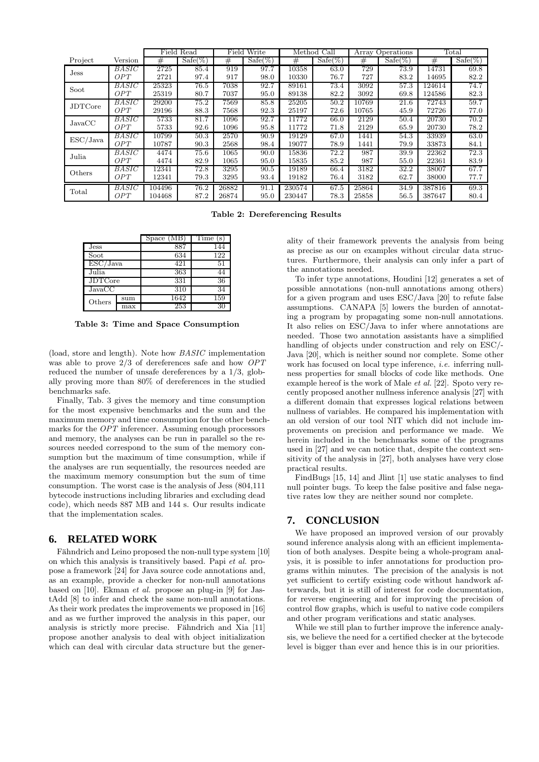| Project | Version | Field Read | | Field Write | | Method Call | | Array Operations | | Total | |
|---|---|---|---|---|---|---|---|---|---|---|---|
| | | # | Safe(%) | # | Safe(%) | # | Safe(%) | # | Safe(%) | # | Safe(%) |
| Jess | *BASIC* | 2725 | 85.4 | 919 | 97.7 | 10358 | 63.0 | 729 | 73.9 | 14731 | 69.8 |
| | *OPT* | 2721 | 97.4 | 917 | 98.0 | 10330 | 76.7 | 727 | 83.2 | 14695 | 82.2 |
| Soot | *BASIC* | 25323 | 76.5 | 7038 | 92.7 | 89161 | 73.4 | 3092 | 57.3 | 124614 | 74.7 |
| | *OPT* | 25319 | 80.7 | 7037 | 95.0 | 89138 | 82.2 | 3092 | 69.8 | 124586 | 82.3 |
| JDTCore | *BASIC* | 29200 | 75.2 | 7569 | 85.8 | 25205 | 50.2 | 10769 | 21.6 | 72743 | 59.7 |
| | *OPT* | 29196 | 88.3 | 7568 | 92.3 | 25197 | 72.6 | 10765 | 45.9 | 72726 | 77.0 |
| JavaCC | *BASIC* | 5733 | 81.7 | 1096 | 92.7 | 11772 | 66.0 | 2129 | 50.4 | 20730 | 70.2 |
| | *OPT* | 5733 | 92.6 | 1096 | 95.8 | 11772 | 71.8 | 2129 | 65.9 | 20730 | 78.2 |
| ESC/Java | *BASIC* | 10799 | 50.3 | 2570 | 90.9 | 19129 | 67.0 | 1441 | 54.3 | 33939 | 63.0 |
| | *OPT* | 10787 | 90.3 | 2568 | 98.4 | 19077 | 78.9 | 1441 | 79.9 | 33873 | 84.1 |
| Julia | *BASIC* | 4474 | 75.6 | 1065 | 90.0 | 15836 | 72.2 | 987 | 39.9 | 22362 | 72.3 |
| | *OPT* | 4474 | 82.9 | 1065 | 95.0 | 15835 | 85.2 | 987 | 55.0 | 22361 | 83.9 |
| Others | *BASIC* | 12341 | 72.8 | 3295 | 90.5 | 19189 | 66.4 | 3182 | 32.2 | 38007 | 67.7 |
| | *OPT* | 12341 | 79.3 | 3295 | 93.4 | 19182 | 76.4 | 3182 | 62.7 | 38000 | 77.7 |
| Total | *BASIC* | 104496 | 76.2 | 26882 | 91.1 | 230574 | 67.5 | 25864 | 34.9 | 387816 | 69.3 |
| | *OPT* | 104468 | 87.2 | 26874 | 95.0 | 230447 | 78.3 | 25858 | 56.5 | 387647 | 80.4 |

**Table 2: Dereferencing Results**

| | | Space (MB) | Time (s) |
|---|---|---|---|
| Jess | | 887 | 144 |
| Soot | | 634 | 122 |
| ESC/Java | | 421 | 51 |
| Julia | | 363 | 44 |
| JDTCore | | 331 | 36 |
| JavaCC | | 310 | 34 |
| Others | sum | 1642 | 159 |
| | max | 253 | 30 |

**Table 3: Time and Space Consumption**

(load, store and length). Note how *BASIC* implementation was able to prove 2/3 of dereferences safe and how *OPT* reduced the number of unsafe dereferences by a 1/3, globally proving more than 80% of dereferences in the studied benchmarks safe.

Finally, Tab. 3 gives the memory and time consumption for the most expensive benchmarks and the sum and the maximum memory and time consumption for the other benchmarks for the *OPT* inferencer. Assuming enough processors and memory, the analyses can be run in parallel so the resources needed correspond to the sum of the memory consumption but the maximum of time consumption, while if the analyses are run sequentially, the resources needed are the maximum memory consumption but the sum of time consumption. The worst case is the analysis of Jess (804,111 bytecode instructions including libraries and excluding dead code), which needs 887 MB and 144 s. Our results indicate that the implementation scales.

## 6. RELATED WORK

Fähndrich and Leino proposed the non-null type system [10] on which this analysis is transitively based. Papi *et al.* propose a framework [24] for Java source code annotations and, as an example, provide a checker for non-null annotations based on [10]. Ekman *et al.* propose an plug-in [9] for JastAdd [8] to infer and check the same non-null annotations. As their work predates the improvements we proposed in [16] and as we further improved the analysis in this paper, our analysis is strictly more precise. Fähndrich and Xia [11] propose another analysis to deal with object initialization which can deal with circular data structure but the generality of their framework prevents the analysis from being as precise as our on examples without circular data structures. Furthermore, their analysis can only infer a part of the annotations needed.

To infer type annotations, Houdini [12] generates a set of possible annotations (non-null annotations among others) for a given program and uses ESC/Java [20] to refute false assumptions. CANAPA [5] lowers the burden of annotating a program by propagating some non-null annotations. It also relies on ESC/Java to infer where annotations are needed. Those two annotation assistants have a simplified handling of objects under construction and rely on ESC/Java [20], which is neither sound nor complete. Some other work has focused on local type inference, *i.e.* inferring nullness properties for small blocks of code like methods. One example hereof is the work of Male *et al.* [22]. Spoto very recently proposed another nullness inference analysis [27] with a different domain that expresses logical relations between nullness of variables. He compared his implementation with an old version of our tool NIT which did not include improvements on precision and performance we made. We herein included in the benchmarks some of the programs used in [27] and we can notice that, despite the context sensitivity of the analysis in [27], both analyses have very close practical results.

FindBugs [15, 14] and Jlint [1] use static analyses to find null pointer bugs. To keep the false positive and false negative rates low they are neither sound nor complete.

## 7. CONCLUSION

We have proposed an improved version of our provably sound inference analysis along with an efficient implementation of both analyses. Despite being a whole-program analysis, it is possible to infer annotations for production programs within minutes. The precision of the analysis is not yet sufficient to certify existing code without handwork afterwards, but it is still of interest for code documentation, for reverse engineering and for improving the precision of control flow graphs, which is useful to native code compilers and other program verifications and static analyses.

While we still plan to further improve the inference analysis, we believe the need for a certified checker at the bytecode level is bigger than ever and hence this is in our priorities.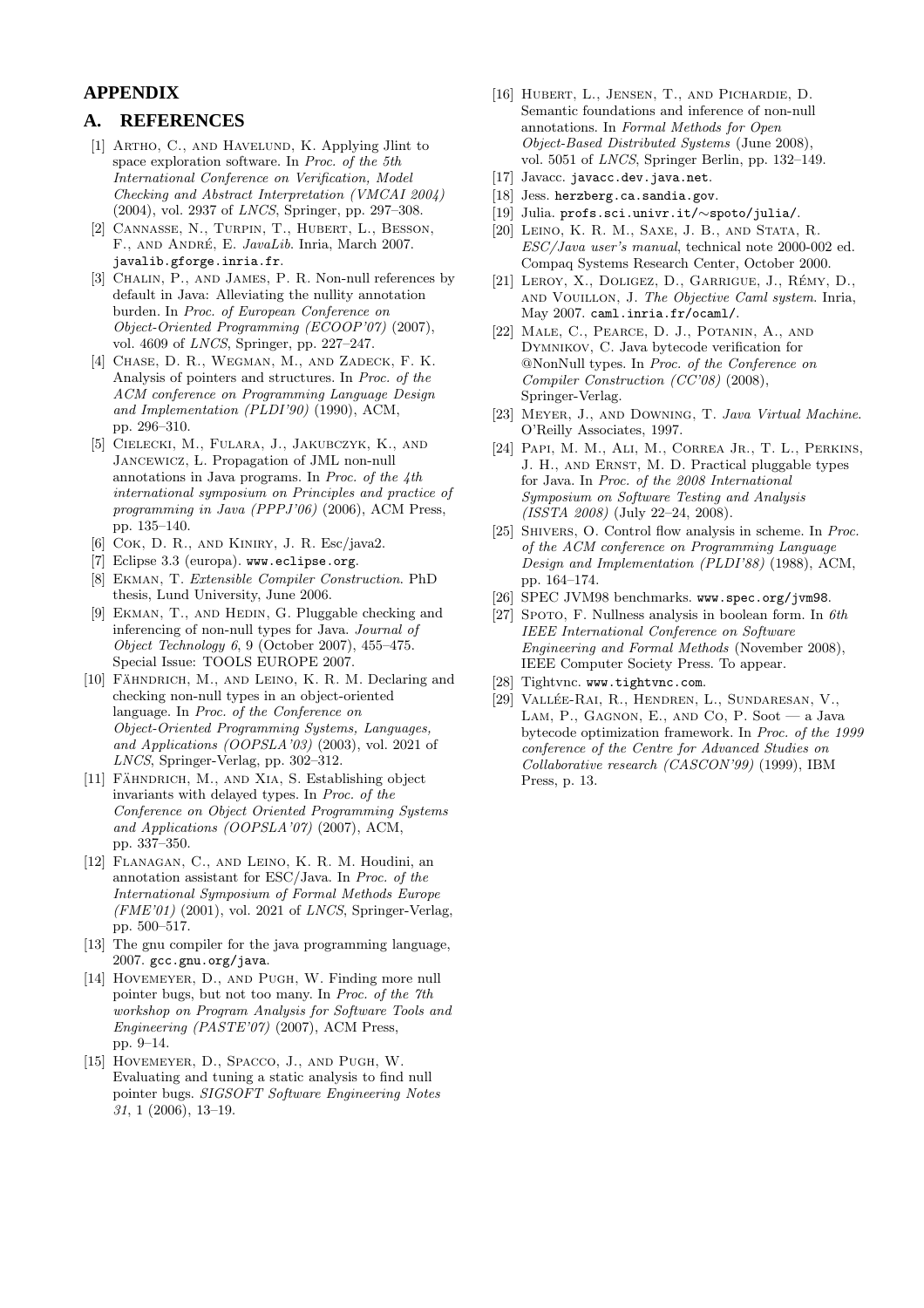# APPENDIX

## A. REFERENCES

[1] Artho, C., and Havelund, K. Applying Jlint to space exploration software. In *Proc. of the 5th International Conference on Verification, Model Checking and Abstract Interpretation (VMCAI 2004)* (2004), vol. 2937 of *LNCS*, Springer, pp. 297–308.

[2] Cannasse, N., Turpin, T., Hubert, L., Besson, F., and André, E. *JavaLib*. Inria, March 2007. javalib.gforge.inria.fr.

[3] Chalin, P., and James, P. R. Non-null references by default in Java: Alleviating the nullity annotation burden. In *Proc. of European Conference on Object-Oriented Programming (ECOOP'07)* (2007), vol. 4609 of *LNCS*, Springer, pp. 227–247.

[4] Chase, D. R., Wegman, M., and Zadeck, F. K. Analysis of pointers and structures. In *Proc. of the ACM conference on Programming Language Design and Implementation (PLDI'90)* (1990), ACM, pp. 296–310.

[5] Cielecki, M., Fulara, J., Jakubczyk, K., and Jancewicz, L. Propagation of JML non-null annotations in Java programs. In *Proc. of the 4th international symposium on Principles and practice of programming in Java (PPPJ'06)* (2006), ACM Press, pp. 135–140.

[6] Cok, D. R., and Kiniry, J. R. Esc/java2.

[7] Eclipse 3.3 (europa). www.eclipse.org.

[8] Ekman, T. *Extensible Compiler Construction*. PhD thesis, Lund University, June 2006.

[9] Ekman, T., and Hedin, G. Pluggable checking and inferencing of non-null types for Java. *Journal of Object Technology 6*, 9 (October 2007), 455–475. Special Issue: TOOLS EUROPE 2007.

[10] Fähndrich, M., and Leino, K. R. M. Declaring and checking non-null types in an object-oriented language. In *Proc. of the Conference on Object-Oriented Programming Systems, Languages, and Applications (OOPSLA'03)* (2003), vol. 2021 of *LNCS*, Springer-Verlag, pp. 302–312.

[11] Fähndrich, M., and Xia, S. Establishing object invariants with delayed types. In *Proc. of the Conference on Object Oriented Programming Systems and Applications (OOPSLA'07)* (2007), ACM, pp. 337–350.

[12] Flanagan, C., and Leino, K. R. M. Houdini, an annotation assistant for ESC/Java. In *Proc. of the International Symposium of Formal Methods Europe (FME'01)* (2001), vol. 2021 of *LNCS*, Springer-Verlag, pp. 500–517.

[13] The gnu compiler for the java programming language, 2007. gcc.gnu.org/java.

[14] Hovemeyer, D., and Pugh, W. Finding more null pointer bugs, but not too many. In *Proc. of the 7th workshop on Program Analysis for Software Tools and Engineering (PASTE'07)* (2007), ACM Press, pp. 9–14.

[15] Hovemeyer, D., Spacco, J., and Pugh, W. Evaluating and tuning a static analysis to find null pointer bugs. *SIGSOFT Software Engineering Notes 31*, 1 (2006), 13–19.

[16] Hubert, L., Jensen, T., and Pichardie, D. Semantic foundations and inference of non-null annotations. In *Formal Methods for Open Object-Based Distributed Systems* (June 2008), vol. 5051 of *LNCS*, Springer Berlin, pp. 132–149.

[17] Javacc. javacc.dev.java.net.

[18] Jess. herzberg.ca.sandia.gov.

[19] Julia. profs.sci.univr.it/~spoto/julia/.

[20] Leino, K. R. M., Saxe, J. B., and Stata, R. *ESC/Java user's manual*, technical note 2000-002 ed. Compaq Systems Research Center, October 2000.

[21] Leroy, X., Doligez, D., Garrigue, J., Rémy, D., and Vouillon, J. *The Objective Caml system*. Inria, May 2007. caml.inria.fr/ocaml/.

[22] Male, C., Pearce, D. J., Potanin, A., and Dymnikov, C. Java bytecode verification for @NonNull types. In *Proc. of the Conference on Compiler Construction (CC'08)* (2008), Springer-Verlag.

[23] Meyer, J., and Downing, T. *Java Virtual Machine*. O'Reilly Associates, 1997.

[24] Papi, M. M., Ali, M., Correa Jr., T. L., Perkins, J. H., and Ernst, M. D. Practical pluggable types for Java. In *Proc. of the 2008 International Symposium on Software Testing and Analysis (ISSTA 2008)* (July 22–24, 2008).

[25] Shivers, O. Control flow analysis in scheme. In *Proc. of the ACM conference on Programming Language Design and Implementation (PLDI'88)* (1988), ACM, pp. 164–174.

[26] SPEC JVM98 benchmarks. www.spec.org/jvm98.

[27] Spoto, F. Nullness analysis in boolean form. In *6th IEEE International Conference on Software Engineering and Formal Methods* (November 2008), IEEE Computer Society Press. To appear.

[28] Tightvnc. www.tightvnc.com.

[29] Vallée-Rai, R., Hendren, L., Sundaresan, V., Lam, P., Gagnon, E., and Co, P. Soot — a Java bytecode optimization framework. In *Proc. of the 1999 conference of the Centre for Advanced Studies on Collaborative research (CASCON'99)* (1999), IBM Press, p. 13.